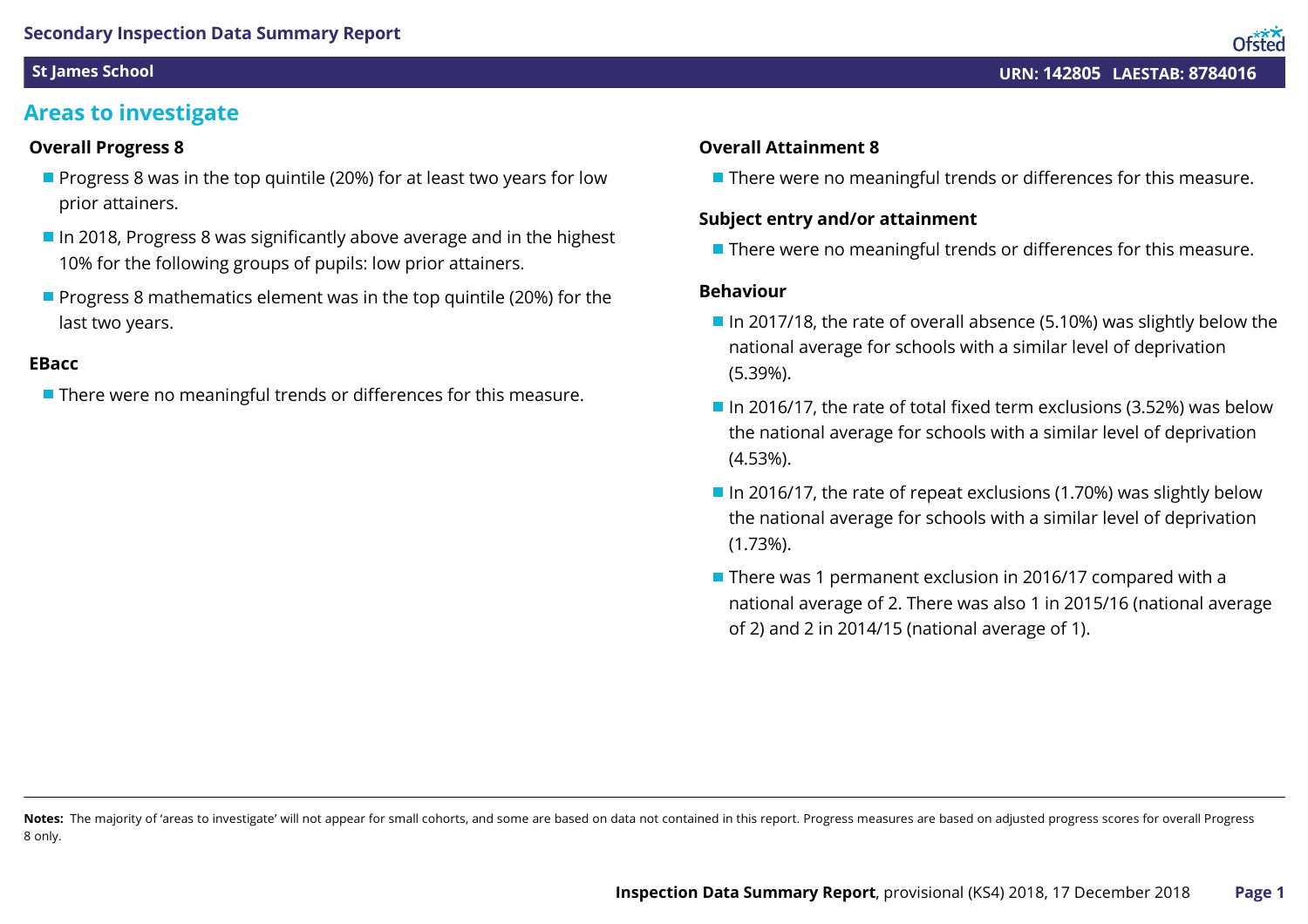# Secondary Inspection Data Summary Report

**St James School** — **URN: 142805 LAESTAB: 8784016**

## Areas to investigate

### Overall Progress 8

- Progress 8 was in the top quintile (20%) for at least two years for low prior attainers.
- In 2018, Progress 8 was significantly above average and in the highest 10% for the following groups of pupils: low prior attainers.
- Progress 8 mathematics element was in the top quintile (20%) for the last two years.

### EBacc

- There were no meaningful trends or differences for this measure.

### Overall Attainment 8

- There were no meaningful trends or differences for this measure.

### Subject entry and/or attainment

- There were no meaningful trends or differences for this measure.

### Behaviour

- In 2017/18, the rate of overall absence (5.10%) was slightly below the national average for schools with a similar level of deprivation (5.39%).
- In 2016/17, the rate of total fixed term exclusions (3.52%) was below the national average for schools with a similar level of deprivation (4.53%).
- In 2016/17, the rate of repeat exclusions (1.70%) was slightly below the national average for schools with a similar level of deprivation (1.73%).
- There was 1 permanent exclusion in 2016/17 compared with a national average of 2. There was also 1 in 2015/16 (national average of 2) and 2 in 2014/15 (national average of 1).

---

**Notes:** The majority of 'areas to investigate' will not appear for small cohorts, and some are based on data not contained in this report. Progress measures are based on adjusted progress scores for overall Progress 8 only.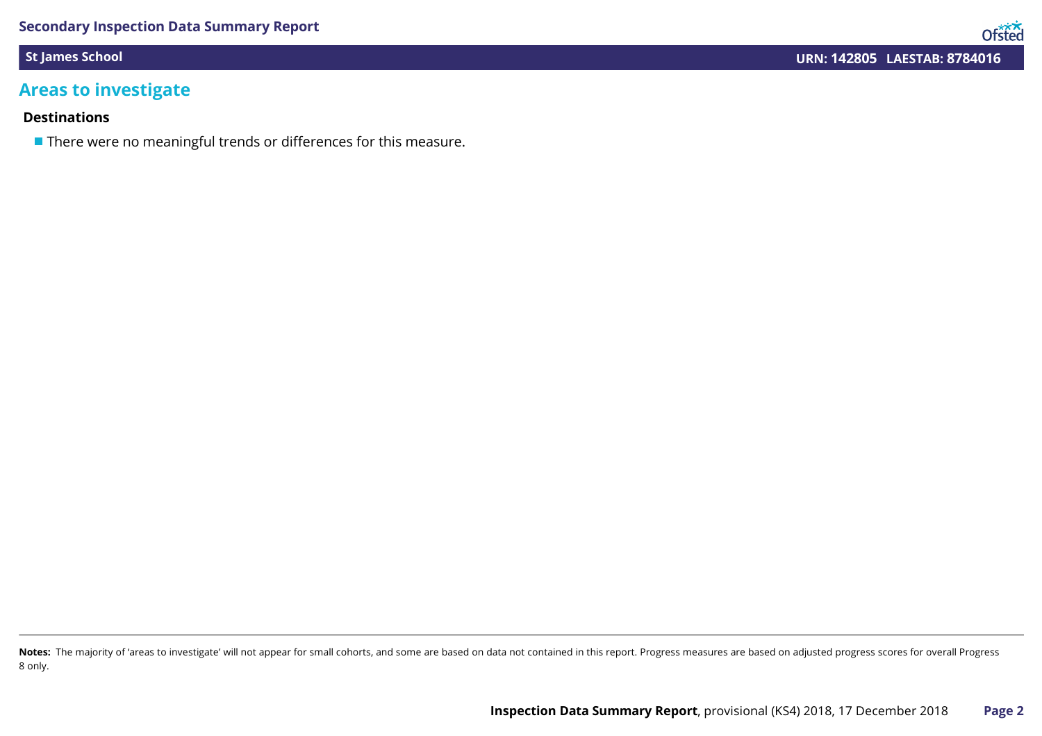## Areas to investigate

### Destinations

- There were no meaningful trends or differences for this measure.

**Notes:** The majority of 'areas to investigate' will not appear for small cohorts, and some are based on data not contained in this report. Progress measures are based on adjusted progress scores for overall Progress 8 only.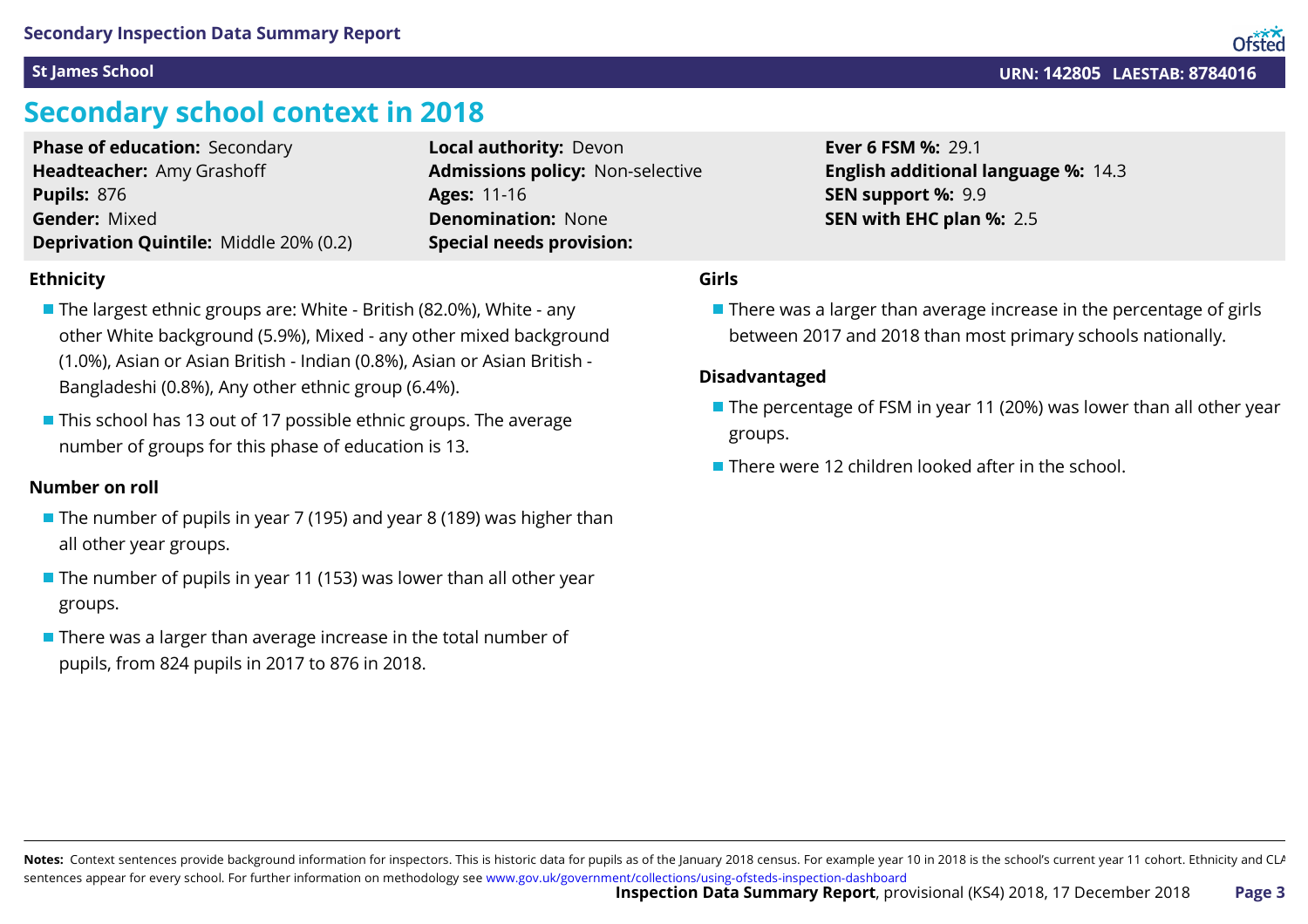**St James School** — **URN: 142805 LAESTAB: 8784016**

# Secondary school context in 2018

**Phase of education:** Secondary
**Headteacher:** Amy Grashoff
**Pupils:** 876
**Gender:** Mixed
**Deprivation Quintile:** Middle 20% (0.2)

**Local authority:** Devon
**Admissions policy:** Non-selective
**Ages:** 11-16
**Denomination:** None
**Special needs provision:**

**Ever 6 FSM %:** 29.1
**English additional language %:** 14.3
**SEN support %:** 9.9
**SEN with EHC plan %:** 2.5

### Ethnicity

- The largest ethnic groups are: White - British (82.0%), White - any other White background (5.9%), Mixed - any other mixed background (1.0%), Asian or Asian British - Indian (0.8%), Asian or Asian British - Bangladeshi (0.8%), Any other ethnic group (6.4%).
- This school has 13 out of 17 possible ethnic groups. The average number of groups for this phase of education is 13.

### Number on roll

- The number of pupils in year 7 (195) and year 8 (189) was higher than all other year groups.
- The number of pupils in year 11 (153) was lower than all other year groups.
- There was a larger than average increase in the total number of pupils, from 824 pupils in 2017 to 876 in 2018.

### Girls

- There was a larger than average increase in the percentage of girls between 2017 and 2018 than most primary schools nationally.

### Disadvantaged

- The percentage of FSM in year 11 (20%) was lower than all other year groups.
- There were 12 children looked after in the school.

**Notes:** Context sentences provide background information for inspectors. This is historic data for pupils as of the January 2018 census. For example year 10 in 2018 is the school's current year 11 cohort. Ethnicity and CLA sentences appear for every school. For further information on methodology see www.gov.uk/government/collections/using-ofsteds-inspection-dashboard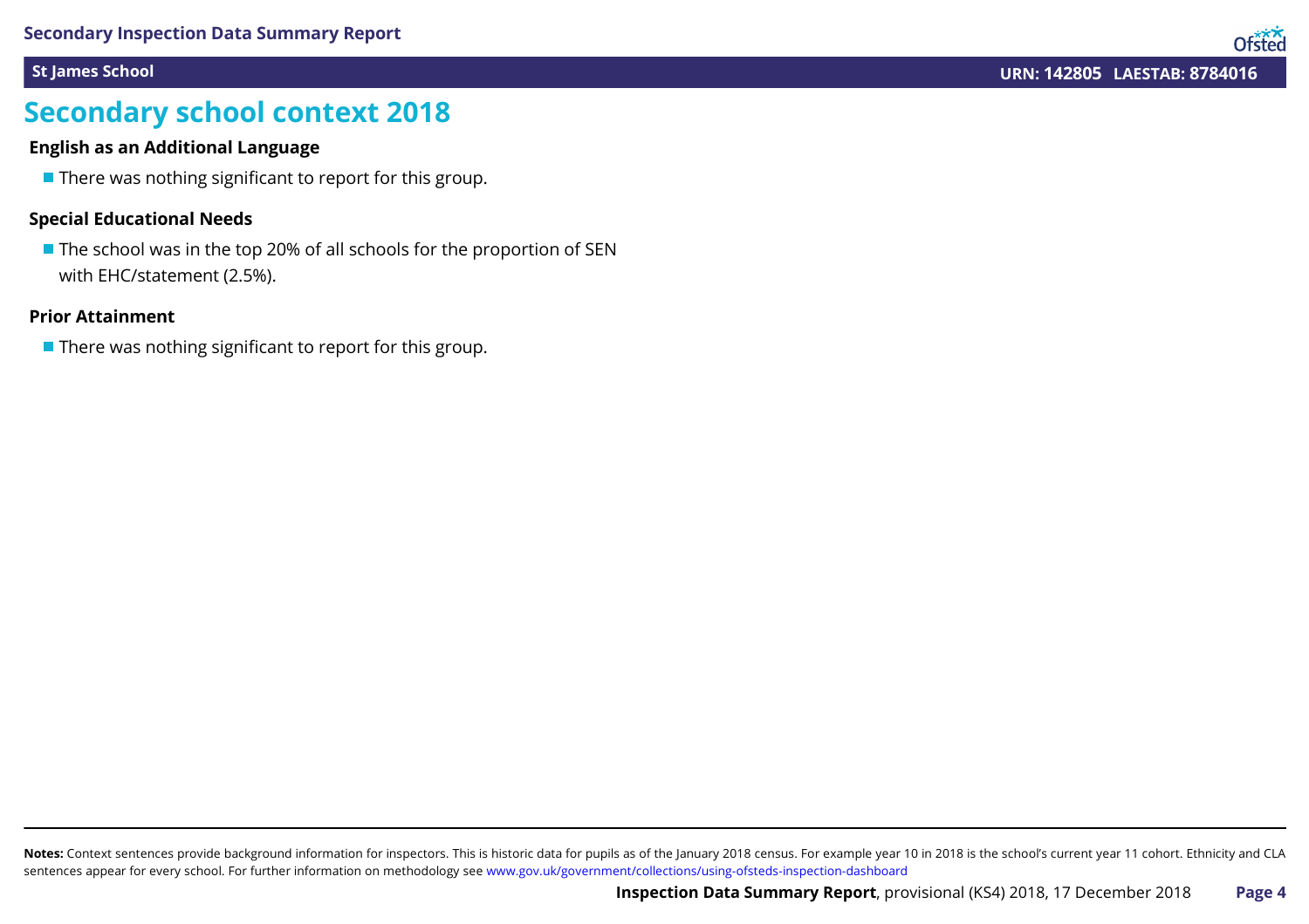# Secondary school context 2018

### English as an Additional Language

- There was nothing significant to report for this group.

### Special Educational Needs

- The school was in the top 20% of all schools for the proportion of SEN with EHC/statement (2.5%).

### Prior Attainment

- There was nothing significant to report for this group.

**Notes:** Context sentences provide background information for inspectors. This is historic data for pupils as of the January 2018 census. For example year 10 in 2018 is the school's current year 11 cohort. Ethnicity and CLA sentences appear for every school. For further information on methodology see www.gov.uk/government/collections/using-ofsteds-inspection-dashboard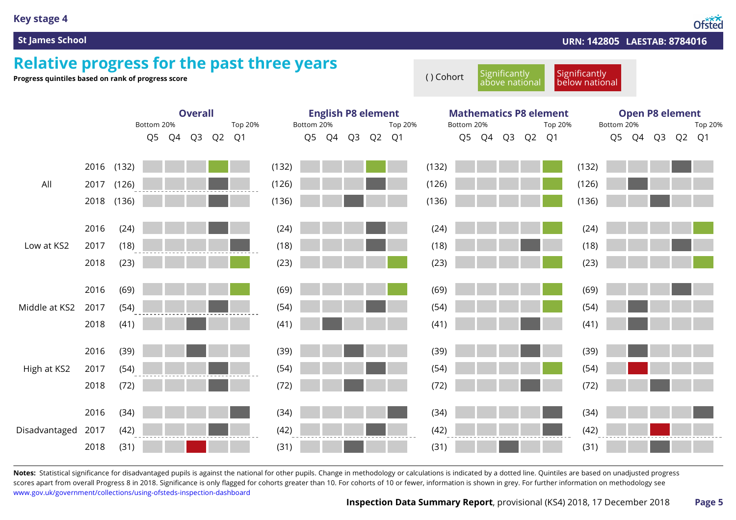**Key stage 4**

**St James School** — **URN: 142805 LAESTAB: 8784016**

# Relative progress for the past three years

**Progress quintiles based on rank of progress score**

( ) Cohort | Significantly above national | Significantly below national

Quintiles: Q5 = Bottom 20%, Q1 = Top 20%. The table shows the quintile indicated for each element.

| Group | Year | Cohort | Overall | English P8 element | Mathematics P8 element | Open P8 element |
|---|---|---|---|---|---|---|
| All | 2016 | (132) | Q2 (Significantly above national) | Q2 (Significantly above national) | Q1 (Significantly above national) | Q2 |
| | 2017 | (126) | Q2 | Q2 | Q1 (Significantly above national) | Q4 |
| | 2018 | (136) | Q2 | Q3 | Q1 (Significantly above national) | Q3 |
| Low at KS2 | 2016 | (24) | Q2 | Q2 | Q1 (Significantly above national) | Q1 (Significantly above national) |
| | 2017 | (18) | Q1 | Q2 | Q2 | Q2 |
| | 2018 | (23) | Q1 (Significantly above national) | Q1 (Significantly above national) | Q1 (Significantly above national) | Q1 (Significantly above national) |
| Middle at KS2 | 2016 | (69) | Q1 (Significantly above national) | Q1 (Significantly above national) | Q1 (Significantly above national) | Q2 |
| | 2017 | (54) | Q2 | Q2 | Q1 (Significantly above national) | Q4 |
| | 2018 | (41) | Q3 | Q4 | Q2 | Q4 |
| High at KS2 | 2016 | (39) | Q3 | Q3 | Q2 | Q4 |
| | 2017 | (54) | Q2 | Q2 | Q1 (Significantly above national) | Q4 (Significantly below national) |
| | 2018 | (72) | Q2 | Q3 | Q2 | Q3 |
| Disadvantaged | 2016 | (34) | Q1 | Q1 | Q1 | Q1 |
| | 2017 | (42) | Q2 | Q2 | Q1 | Q3 (Significantly below national) |
| | 2018 | (31) | Q3 (Significantly below national) | Q3 | Q3 | Q3 |

**Notes:** Statistical significance for disadvantaged pupils is against the national for other pupils. Change in methodology or calculations is indicated by a dotted line. Quintiles are based on unadjusted progress scores apart from overall Progress 8 in 2018. Significance is only flagged for cohorts greater than 10. For cohorts of 10 or fewer, information is shown in grey. For further information on methodology see www.gov.uk/government/collections/using-ofsteds-inspection-dashboard

**Inspection Data Summary Report**, provisional (KS4) 2018, 17 December 2018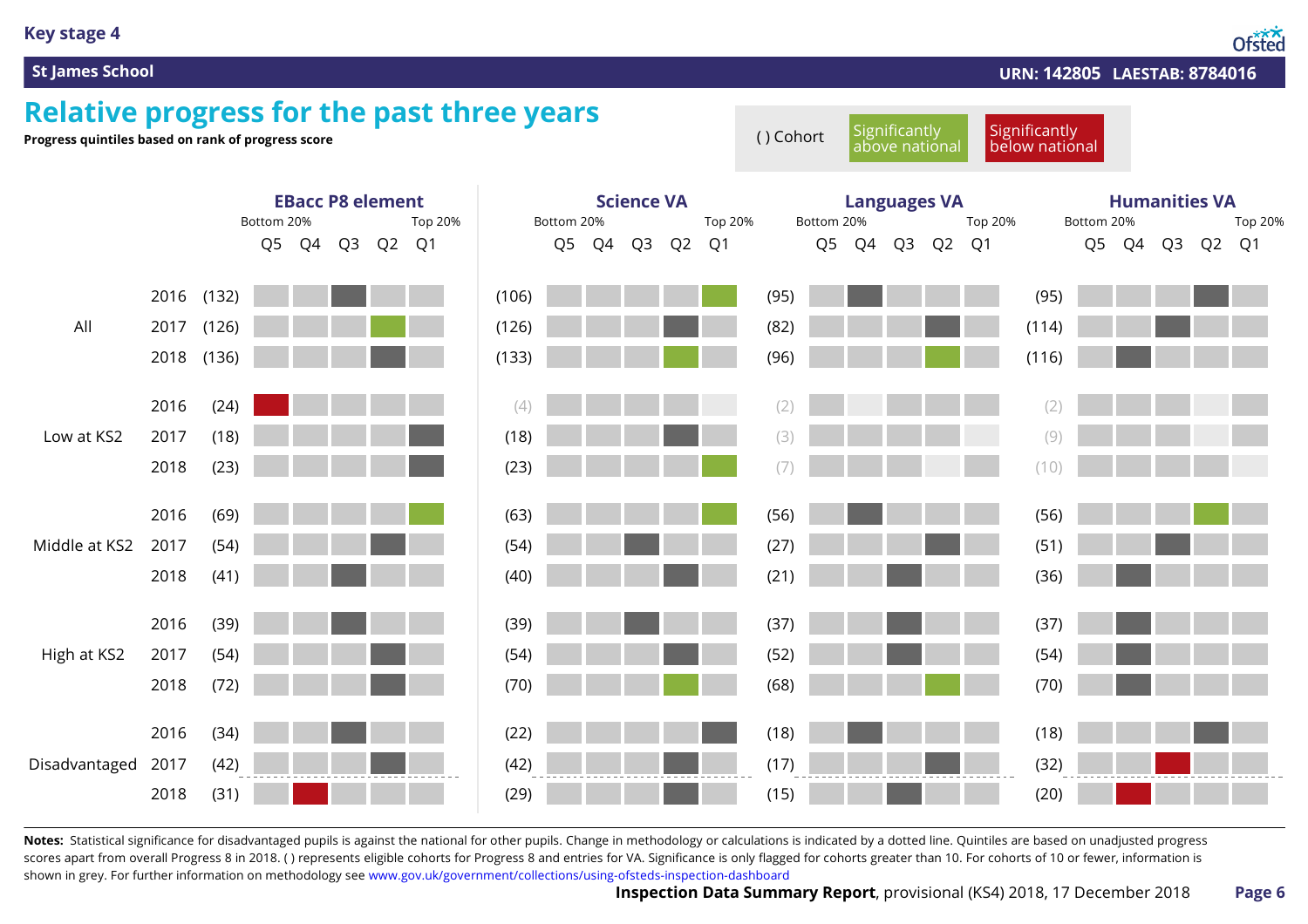## Key stage 4

**St James School** — URN: 142805 LAESTAB: 8784016

# Relative progress for the past three years

**Progress quintiles based on rank of progress score**

( ) Cohort | Significantly above national | Significantly below national

| | | EBacc P8 element cohort | EBacc P8 element quintile | Science VA cohort | Science VA quintile | Languages VA cohort | Languages VA quintile | Humanities VA cohort | Humanities VA quintile |
|---|---|---|---|---|---|---|---|---|---|
| All | 2016 | (132) | Q3 | (106) | Q1 (significantly above national) | (95) | Q4 | (95) | Q2 |
| | 2017 | (126) | Q2 (significantly above national) | (126) | Q2 | (82) | Q2 | (114) | Q3 |
| | 2018 | (136) | Q2 | (133) | Q2 (significantly above national) | (96) | Q2 (significantly above national) | (116) | Q4 |
| Low at KS2 | 2016 | (24) | Q5 (significantly below national) | (4) | Q1 (grey) | (2) | Q4 (grey) | (2) | Q2 (grey) |
| | 2017 | (18) | Q1 | (18) | Q2 | (3) | Q1 (grey) | (9) | Q2 (grey) |
| | 2018 | (23) | Q1 | (23) | Q1 (significantly above national) | (7) | Q2 (grey) | (10) | Q1 (grey) |
| Middle at KS2 | 2016 | (69) | Q1 (significantly above national) | (63) | Q1 (significantly above national) | (56) | Q4 | (56) | Q2 (significantly above national) |
| | 2017 | (54) | Q2 | (54) | Q3 | (27) | Q2 | (51) | Q3 |
| | 2018 | (41) | Q3 | (40) | Q2 | (21) | Q3 | (36) | Q4 |
| High at KS2 | 2016 | (39) | Q3 | (39) | Q3 | (37) | Q3 | (37) | Q4 |
| | 2017 | (54) | Q2 | (54) | Q2 | (52) | Q3 | (54) | Q4 |
| | 2018 | (72) | Q2 | (70) | Q2 (significantly above national) | (68) | Q2 (significantly above national) | (70) | Q4 |
| Disadvantaged | 2016 | (34) | Q3 | (22) | Q1 | (18) | Q4 | (18) | Q2 |
| | 2017 | (42) | Q2 | (42) | Q2 | (17) | Q2 | (32) | Q3 (significantly below national) |
| | 2018 | (31) | Q4 (significantly below national) | (29) | Q2 | (15) | Q3 | (20) | Q4 (significantly below national) |

Quintiles: Q5 = Bottom 20%, Q1 = Top 20%.

**Notes:** Statistical significance for disadvantaged pupils is against the national for other pupils. Change in methodology or calculations is indicated by a dotted line. Quintiles are based on unadjusted progress scores apart from overall Progress 8 in 2018. ( ) represents eligible cohorts for Progress 8 and entries for VA. Significance is only flagged for cohorts greater than 10. For cohorts of 10 or fewer, information is shown in grey. For further information on methodology see www.gov.uk/government/collections/using-ofsteds-inspection-dashboard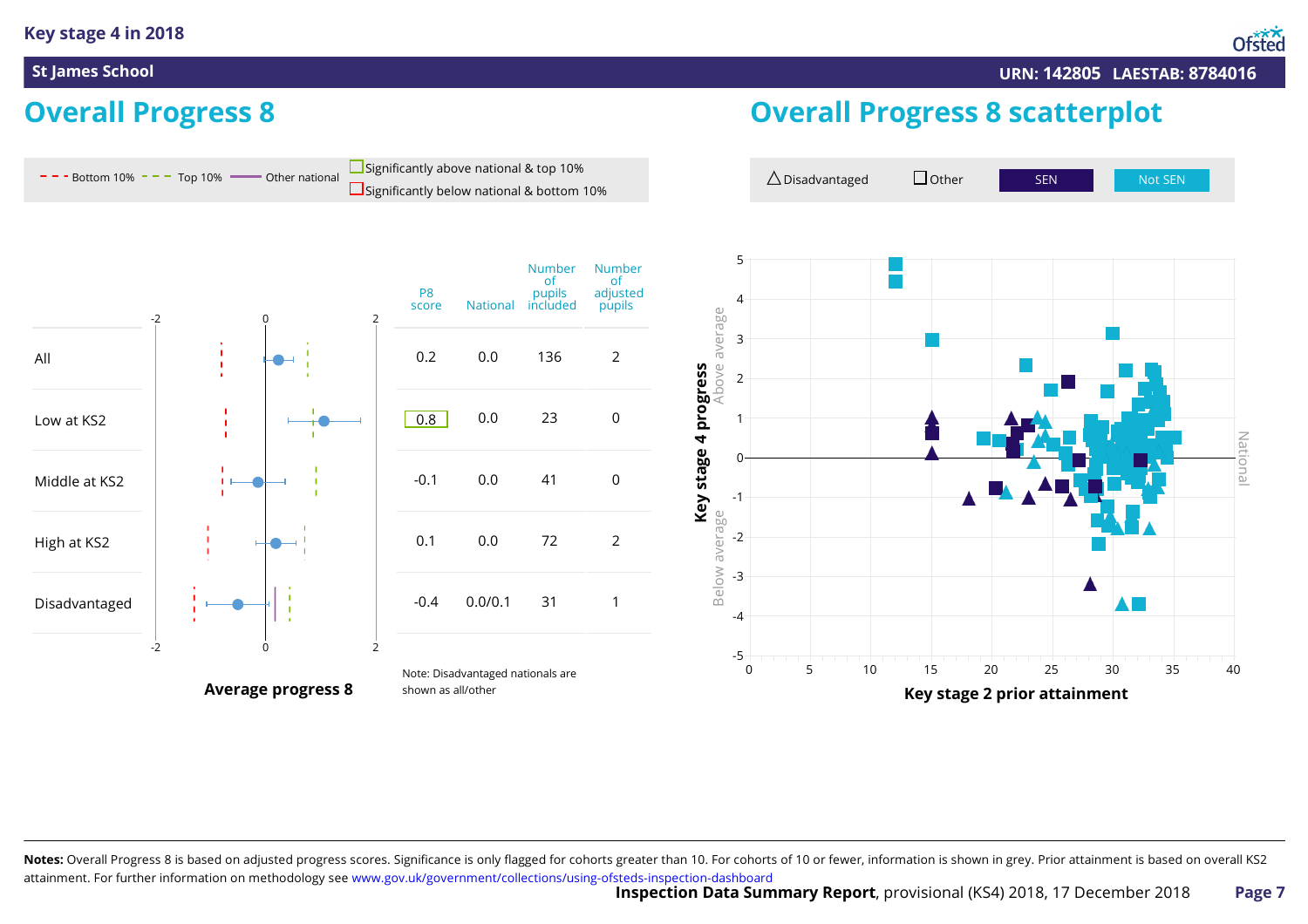Key stage 4 in 2018

**St James School** — URN: 142805 LAESTAB: 8784016

## Overall Progress 8

- - - Bottom 10% - - - Top 10% —— Other national

☐ Significantly above national & top 10%
☐ Significantly below national & bottom 10%

| | P8 score | National | Number of pupils included | Number of adjusted pupils |
|---|---|---|---|---|
| All | 0.2 | 0.0 | 136 | 2 |
| Low at KS2 | 0.8 | 0.0 | 23 | 0 |
| Middle at KS2 | -0.1 | 0.0 | 41 | 0 |
| High at KS2 | 0.1 | 0.0 | 72 | 2 |
| Disadvantaged | -0.4 | 0.0/0.1 | 31 | 1 |

**Average progress 8**

Note: Disadvantaged nationals are shown as all/other

## Overall Progress 8 scatterplot

△ Disadvantaged ☐ Other SEN Not SEN

Key stage 4 progress (Above average / Below average) vs **Key stage 2 prior attainment**

**Notes:** Overall Progress 8 is based on adjusted progress scores. Significance is only flagged for cohorts greater than 10. For cohorts of 10 or fewer, information is shown in grey. Prior attainment is based on overall KS2 attainment. For further information on methodology see www.gov.uk/government/collections/using-ofsteds-inspection-dashboard

**Inspection Data Summary Report**, provisional (KS4) 2018, 17 December 2018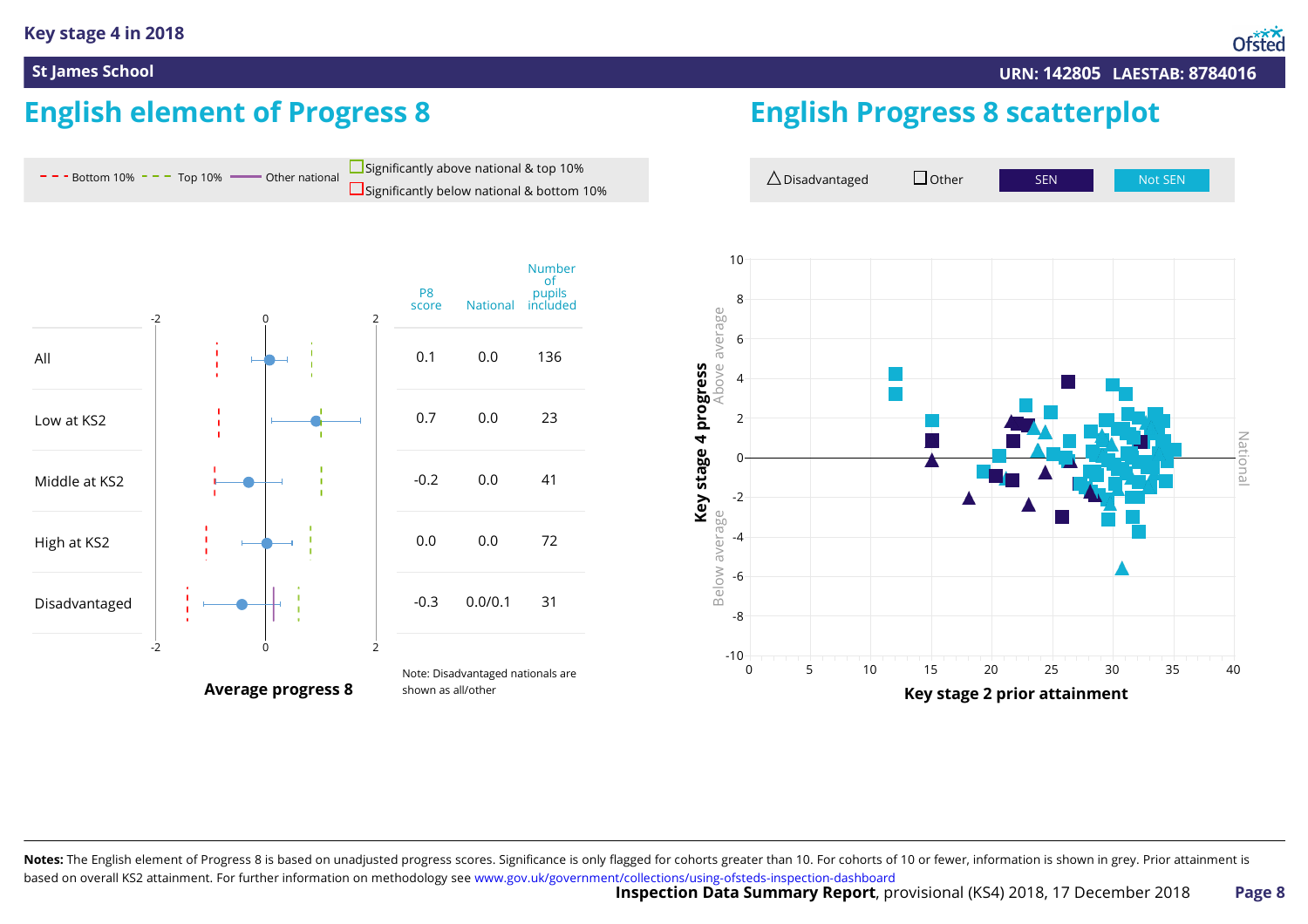## Key stage 4 in 2018

**St James School** URN: 142805 LAESTAB: 8784016

# English element of Progress 8

- - - Bottom 10% - - - Top 10% —— Other national ☐ Significantly above national & top 10% ☐ Significantly below national & bottom 10%

| | P8 score | National | Number of pupils included |
|---|---|---|---|
| All | 0.1 | 0.0 | 136 |
| Low at KS2 | 0.7 | 0.0 | 23 |
| Middle at KS2 | -0.2 | 0.0 | 41 |
| High at KS2 | 0.0 | 0.0 | 72 |
| Disadvantaged | -0.3 | 0.0/0.1 | 31 |

**Average progress 8**

Note: Disadvantaged nationals are shown as all/other

# English Progress 8 scatterplot

△ Disadvantaged ☐ Other SEN Not SEN

Key stage 4 progress (Above average / Below average) vs **Key stage 2 prior attainment**

**Notes:** The English element of Progress 8 is based on unadjusted progress scores. Significance is only flagged for cohorts greater than 10. For cohorts of 10 or fewer, information is shown in grey. Prior attainment is based on overall KS2 attainment. For further information on methodology see www.gov.uk/government/collections/using-ofsteds-inspection-dashboard

**Inspection Data Summary Report**, provisional (KS4) 2018, 17 December 2018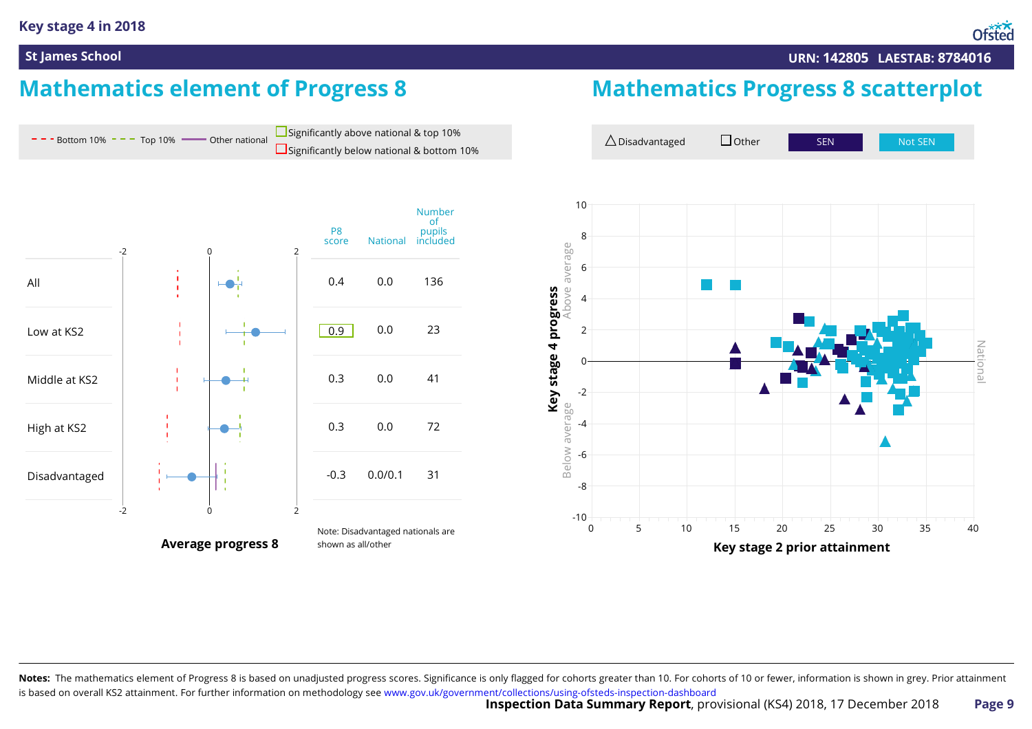# Key stage 4 in 2018

**St James School** URN: 142805 LAESTAB: 8784016

## Mathematics element of Progress 8

Bottom 10% | Top 10% | Other national | Significantly above national & top 10% | Significantly below national & bottom 10%

| | P8 score | National | Number of pupils included |
|---|---|---|---|
| All | 0.4 | 0.0 | 136 |
| Low at KS2 | 0.9 | 0.0 | 23 |
| Middle at KS2 | 0.3 | 0.0 | 41 |
| High at KS2 | 0.3 | 0.0 | 72 |
| Disadvantaged | -0.3 | 0.0/0.1 | 31 |

Average progress 8

Note: Disadvantaged nationals are shown as all/other

## Mathematics Progress 8 scatterplot

Disadvantaged | Other | SEN | Not SEN

Key stage 4 progress (Above average / Below average) vs Key stage 2 prior attainment

**Notes:** The mathematics element of Progress 8 is based on unadjusted progress scores. Significance is only flagged for cohorts greater than 10. For cohorts of 10 or fewer, information is shown in grey. Prior attainment is based on overall KS2 attainment. For further information on methodology see www.gov.uk/government/collections/using-ofsteds-inspection-dashboard

**Inspection Data Summary Report**, provisional (KS4) 2018, 17 December 2018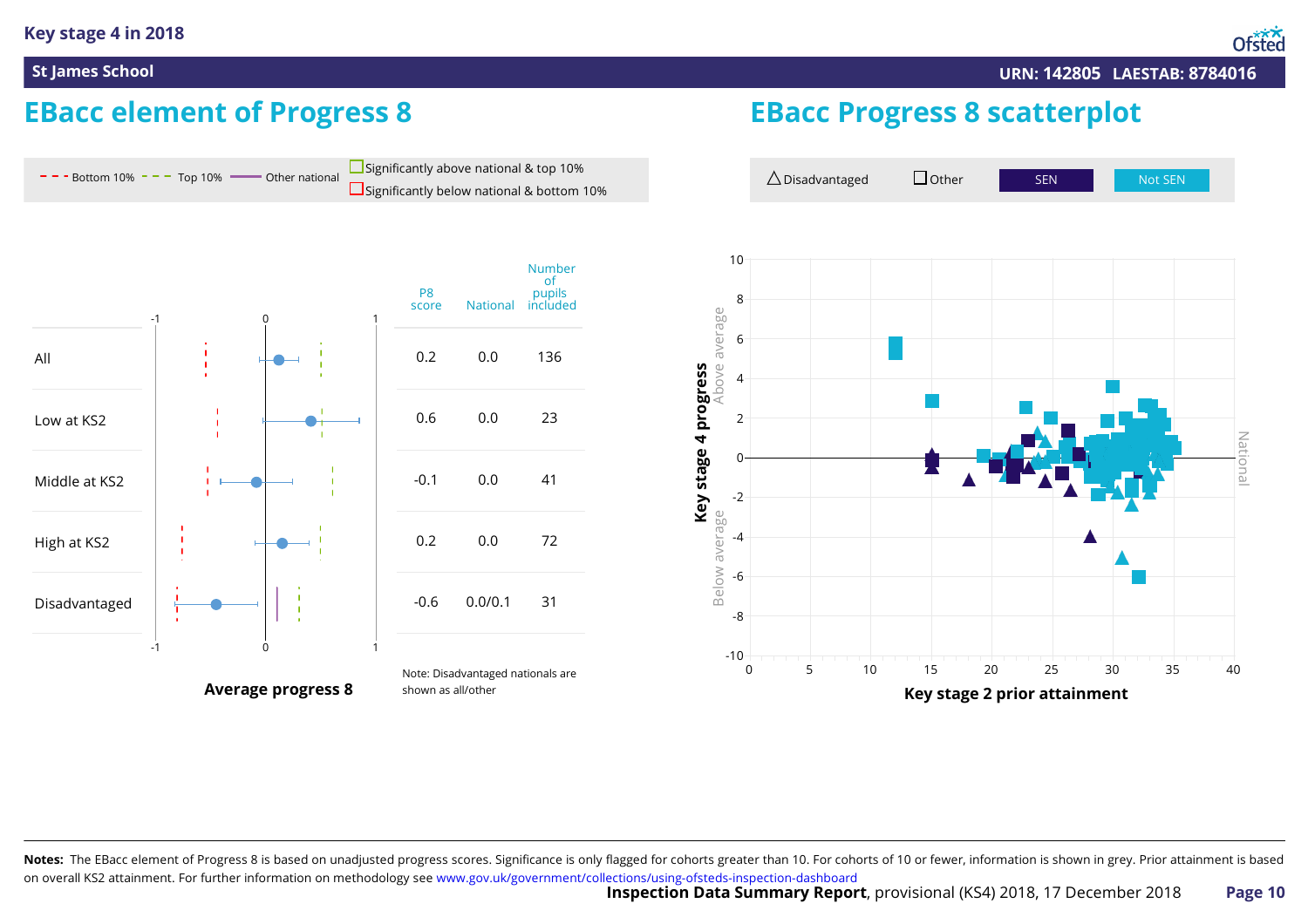Key stage 4 in 2018

St James School — URN: 142805 LAESTAB: 8784016

## EBacc element of Progress 8

- - - Bottom 10% - - - Top 10% —— Other national
Significantly above national & top 10%
Significantly below national & bottom 10%

| | P8 score | National | Number of pupils included |
|---|---|---|---|
| All | 0.2 | 0.0 | 136 |
| Low at KS2 | 0.6 | 0.0 | 23 |
| Middle at KS2 | -0.1 | 0.0 | 41 |
| High at KS2 | 0.2 | 0.0 | 72 |
| Disadvantaged | -0.6 | 0.0/0.1 | 31 |

Average progress 8

Note: Disadvantaged nationals are shown as all/other

## EBacc Progress 8 scatterplot

△ Disadvantaged ☐ Other SEN Not SEN

Key stage 4 progress (Above average / Below average / National)

Key stage 2 prior attainment

**Notes:** The EBacc element of Progress 8 is based on unadjusted progress scores. Significance is only flagged for cohorts greater than 10. For cohorts of 10 or fewer, information is shown in grey. Prior attainment is based on overall KS2 attainment. For further information on methodology see www.gov.uk/government/collections/using-ofsteds-inspection-dashboard

**Inspection Data Summary Report**, provisional (KS4) 2018, 17 December 2018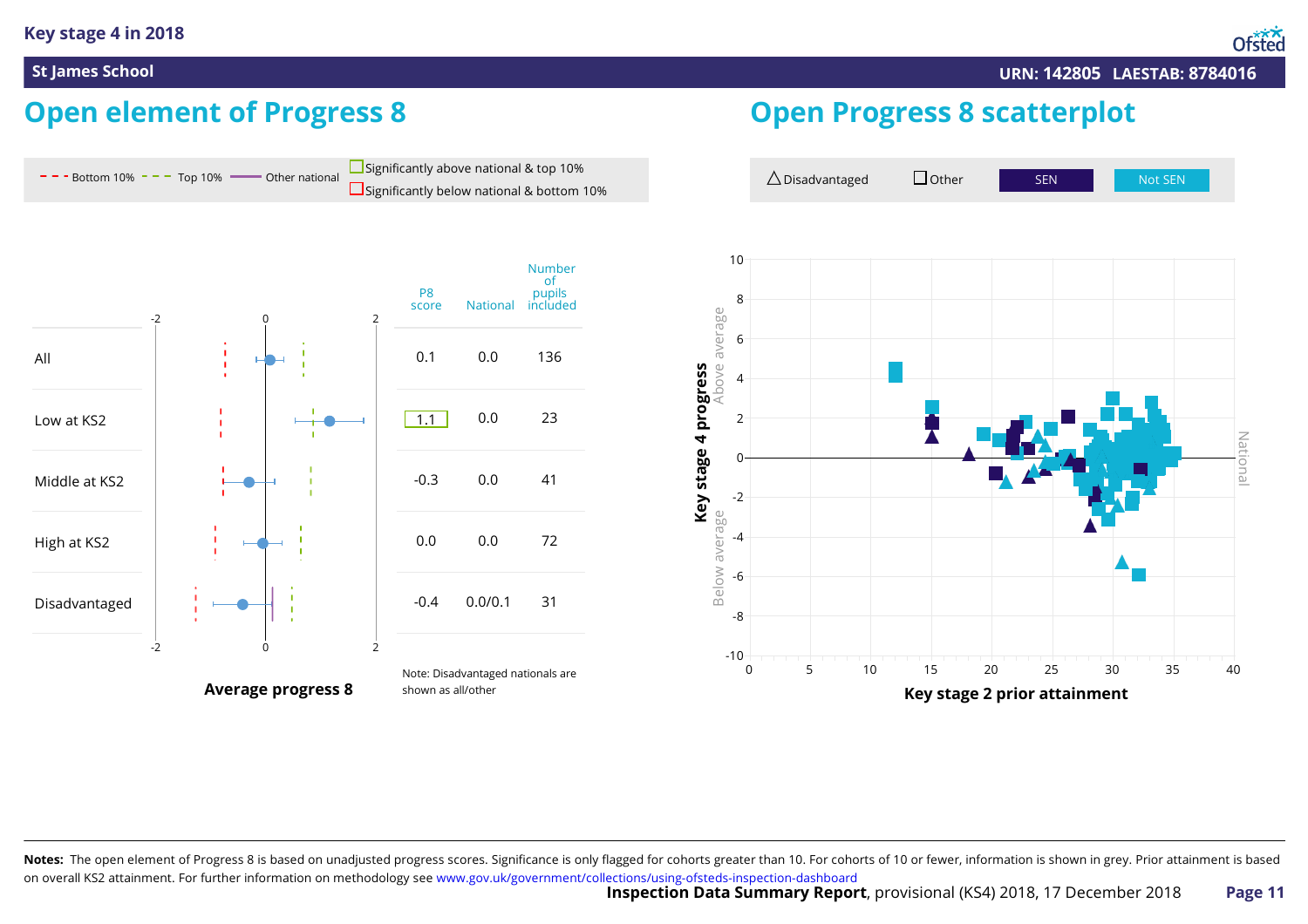**Key stage 4 in 2018**

**St James School** URN: 142805 LAESTAB: 8784016

## Open element of Progress 8

- - - Bottom 10% - - - Top 10% —— Other national ☐ Significantly above national & top 10% ☐ Significantly below national & bottom 10%

| | P8 score | National | Number of pupils included |
|---|---|---|---|
| All | 0.1 | 0.0 | 136 |
| Low at KS2 | 1.1 | 0.0 | 23 |
| Middle at KS2 | -0.3 | 0.0 | 41 |
| High at KS2 | 0.0 | 0.0 | 72 |
| Disadvantaged | -0.4 | 0.0/0.1 | 31 |

**Average progress 8**

Note: Disadvantaged nationals are shown as all/other

## Open Progress 8 scatterplot

△ Disadvantaged ☐ Other SEN Not SEN

Key stage 4 progress (Above average / Below average; National)

Key stage 2 prior attainment

**Notes:** The open element of Progress 8 is based on unadjusted progress scores. Significance is only flagged for cohorts greater than 10. For cohorts of 10 or fewer, information is shown in grey. Prior attainment is based on overall KS2 attainment. For further information on methodology see www.gov.uk/government/collections/using-ofsteds-inspection-dashboard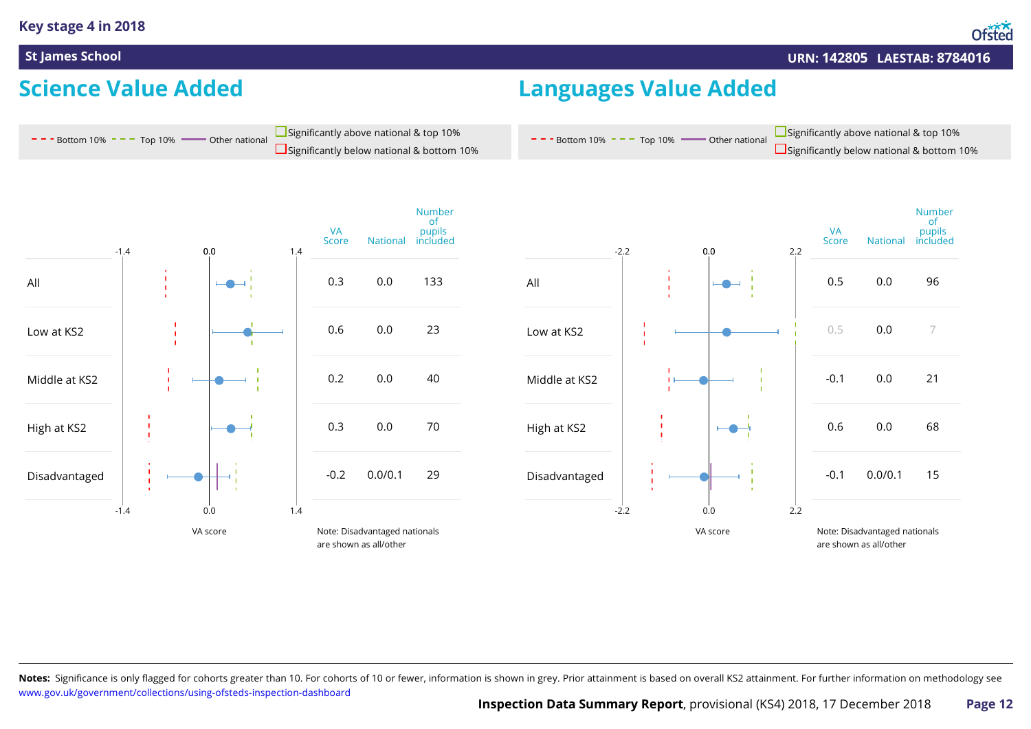## Key stage 4 in 2018

**St James School** — URN: 142805 LAESTAB: 8784016

## Science Value Added

Bottom 10% | Top 10% | Other national | Significantly above national & top 10% | Significantly below national & bottom 10%

| | VA Score | National | Number of pupils included |
|---|---|---|---|
| All | 0.3 | 0.0 | 133 |
| Low at KS2 | 0.6 | 0.0 | 23 |
| Middle at KS2 | 0.2 | 0.0 | 40 |
| High at KS2 | 0.3 | 0.0 | 70 |
| Disadvantaged | -0.2 | 0.0/0.1 | 29 |

VA score (axis -1.4 to 1.4)

Note: Disadvantaged nationals are shown as all/other

## Languages Value Added

Bottom 10% | Top 10% | Other national | Significantly above national & top 10% | Significantly below national & bottom 10%

| | VA Score | National | Number of pupils included |
|---|---|---|---|
| All | 0.5 | 0.0 | 96 |
| Low at KS2 | 0.5 | 0.0 | 7 |
| Middle at KS2 | -0.1 | 0.0 | 21 |
| High at KS2 | 0.6 | 0.0 | 68 |
| Disadvantaged | -0.1 | 0.0/0.1 | 15 |

VA score (axis -2.2 to 2.2)

Note: Disadvantaged nationals are shown as all/other

**Notes:** Significance is only flagged for cohorts greater than 10. For cohorts of 10 or fewer, information is shown in grey. Prior attainment is based on overall KS2 attainment. For further information on methodology see www.gov.uk/government/collections/using-ofsteds-inspection-dashboard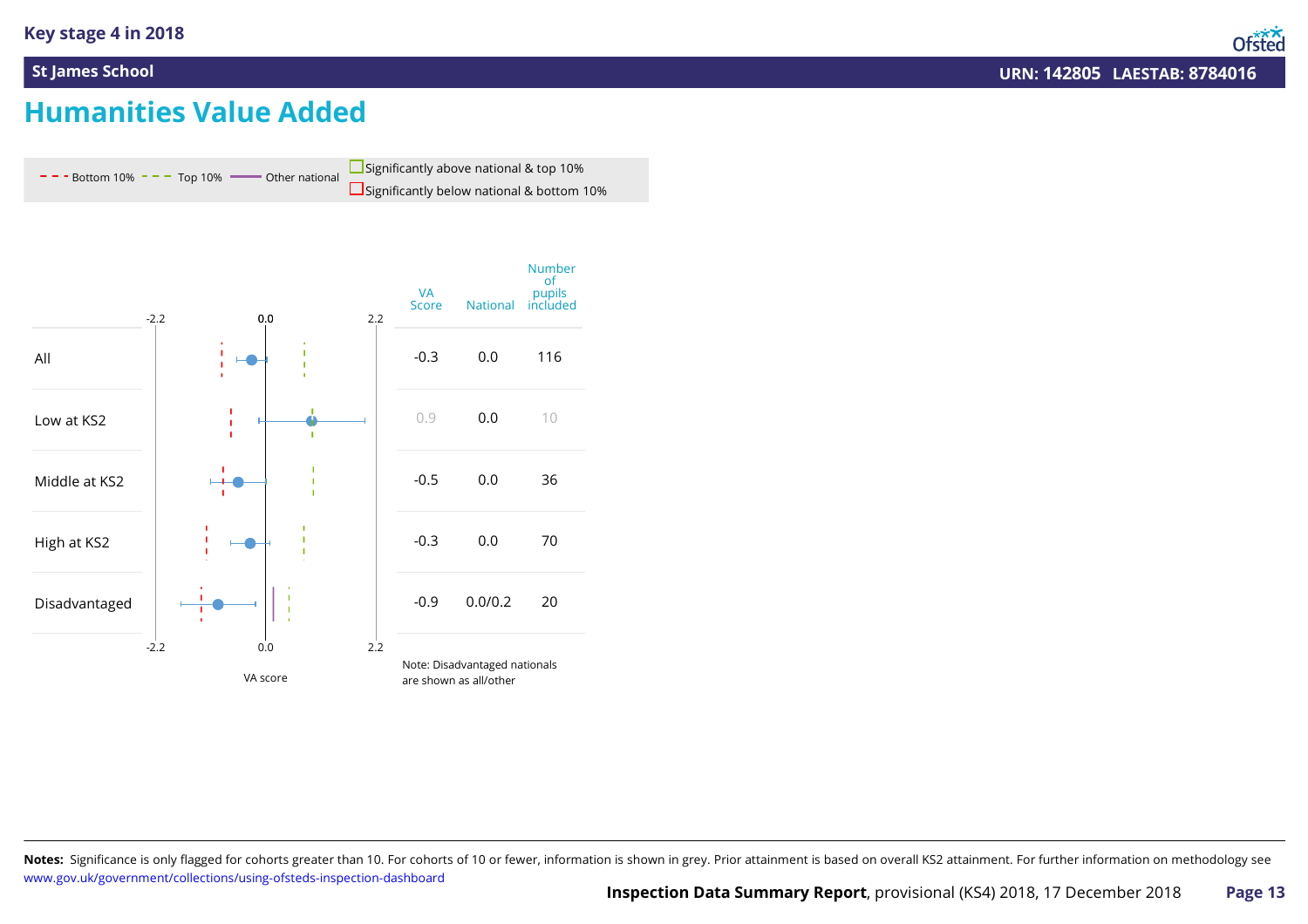## Humanities Value Added

- - - Bottom 10% - - - Top 10% —— Other national ☐ Significantly above national & top 10% ☐ Significantly below national & bottom 10%

| | VA Score | National | Number of pupils included |
|---|---|---|---|
| All | -0.3 | 0.0 | 116 |
| Low at KS2 | 0.9 | 0.0 | 10 |
| Middle at KS2 | -0.5 | 0.0 | 36 |
| High at KS2 | -0.3 | 0.0 | 70 |
| Disadvantaged | -0.9 | 0.0/0.2 | 20 |

VA score (axis: -2.2, 0.0, 2.2)

Note: Disadvantaged nationals are shown as all/other

**Notes:** Significance is only flagged for cohorts greater than 10. For cohorts of 10 or fewer, information is shown in grey. Prior attainment is based on overall KS2 attainment. For further information on methodology see www.gov.uk/government/collections/using-ofsteds-inspection-dashboard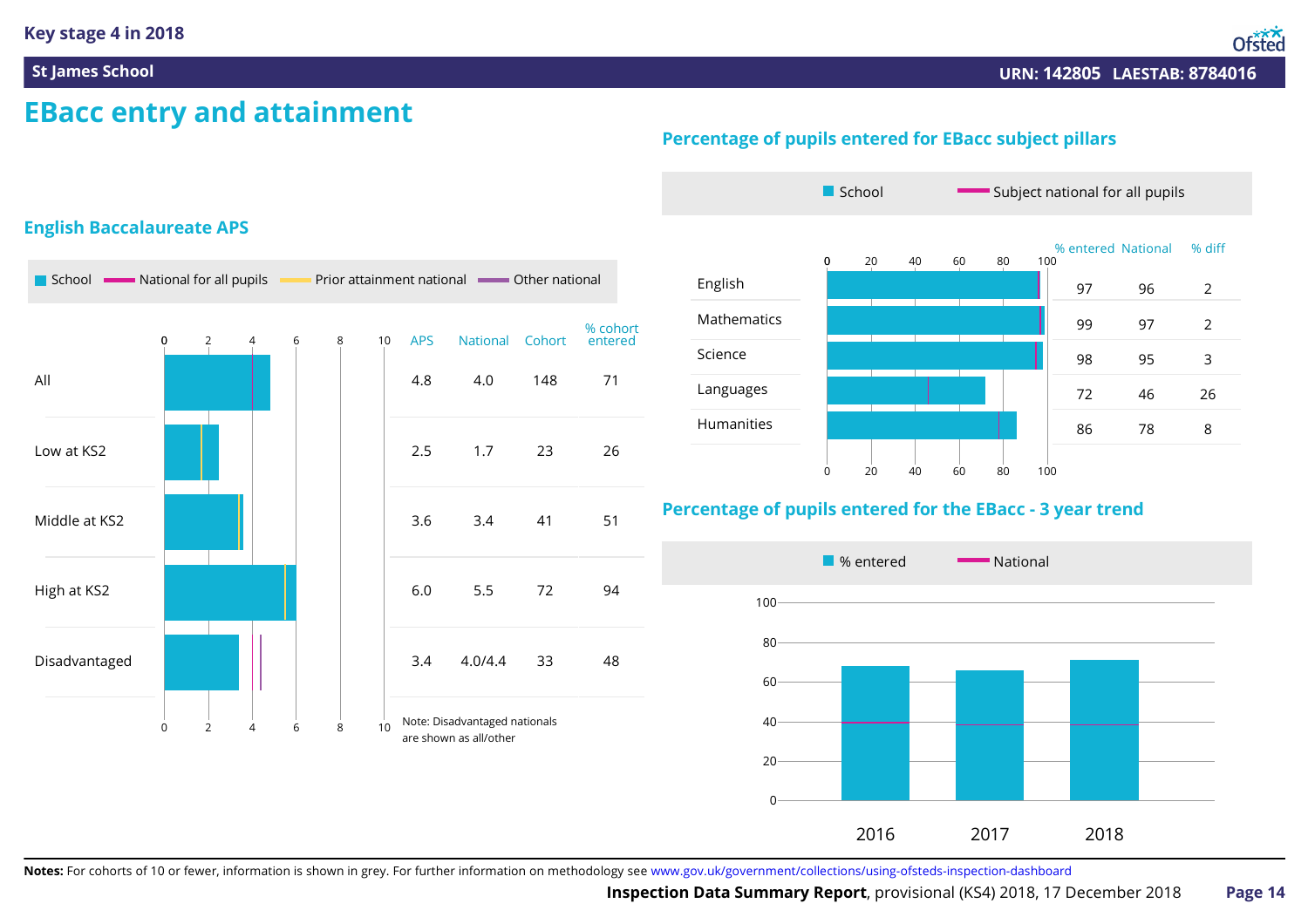# Key stage 4 in 2018

**St James School** URN: 142805 LAESTAB: 8784016

## EBacc entry and attainment

### English Baccalaureate APS

School | National for all pupils | Prior attainment national | Other national

0 2 4 6 8 10

|  | APS | National | Cohort | % cohort entered |
|---|---|---|---|---|
| All | 4.8 | 4.0 | 148 | 71 |
| Low at KS2 | 2.5 | 1.7 | 23 | 26 |
| Middle at KS2 | 3.6 | 3.4 | 41 | 51 |
| High at KS2 | 6.0 | 5.5 | 72 | 94 |
| Disadvantaged | 3.4 | 4.0/4.4 | 33 | 48 |

Note: Disadvantaged nationals are shown as all/other

### Percentage of pupils entered for EBacc subject pillars

School | Subject national for all pupils

0 20 40 60 80 100

|  | % entered | National | % diff |
|---|---|---|---|
| English | 97 | 96 | 2 |
| Mathematics | 99 | 97 | 2 |
| Science | 98 | 95 | 3 |
| Languages | 72 | 46 | 26 |
| Humanities | 86 | 78 | 8 |

### Percentage of pupils entered for the EBacc - 3 year trend

% entered | National

0 20 40 60 80 100

2016 2017 2018

**Notes:** For cohorts of 10 or fewer, information is shown in grey. For further information on methodology see www.gov.uk/government/collections/using-ofsteds-inspection-dashboard